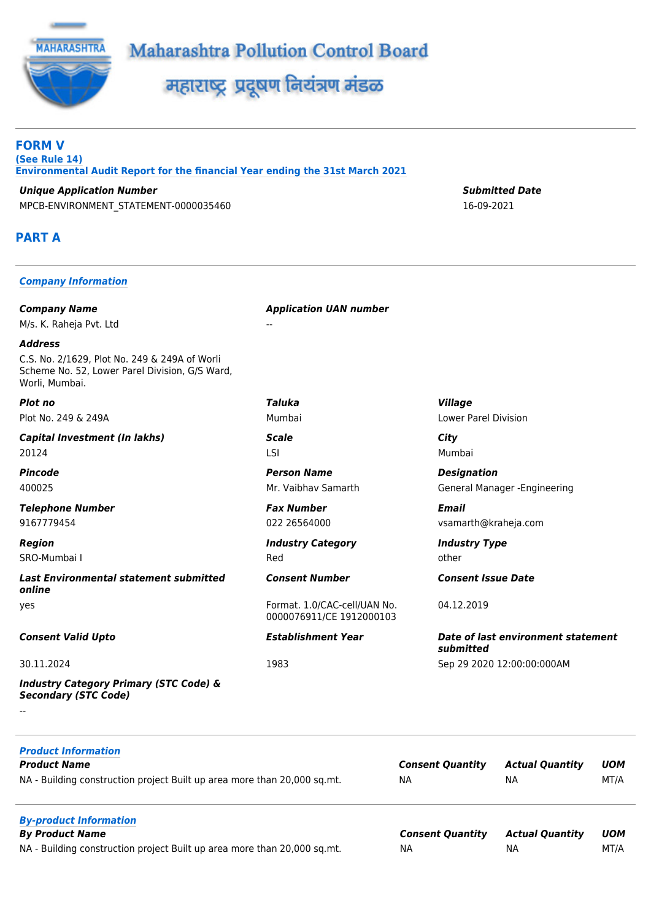# Maharashtra Pollution Control Board

# महाराष्ट्र प्रदूषण नियंत्रण मंडळ

## FORM V

**(See Rule 14)**

**Environmental Audit Report for the financial Year ending the 31st March 2021**

***Unique Application Number***
MPCB-ENVIRONMENT_STATEMENT-0000035460

***Submitted Date***
16-09-2021

## PART A

### *Company Information*

***Company Name***
M/s. K. Raheja Pvt. Ltd

***Application UAN number***
--

***Address***
C.S. No. 2/1629, Plot No. 249 & 249A of Worli Scheme No. 52, Lower Parel Division, G/S Ward, Worli, Mumbai.

| ***Plot no*** | ***Taluka*** | ***Village*** |
|---|---|---|
| Plot No. 249 & 249A | Mumbai | Lower Parel Division |
| ***Capital Investment (In lakhs)*** | ***Scale*** | ***City*** |
| 20124 | LSI | Mumbai |
| ***Pincode*** | ***Person Name*** | ***Designation*** |
| 400025 | Mr. Vaibhav Samarth | General Manager -Engineering |
| ***Telephone Number*** | ***Fax Number*** | ***Email*** |
| 9167779454 | 022 26564000 | vsamarth@kraheja.com |
| ***Region*** | ***Industry Category*** | ***Industry Type*** |
| SRO-Mumbai I | Red | other |
| ***Last Environmental statement submitted online*** | ***Consent Number*** | ***Consent Issue Date*** |
| yes | Format. 1.0/CAC-cell/UAN No. 0000076911/CE 1912000103 | 04.12.2019 |
| ***Consent Valid Upto*** | ***Establishment Year*** | ***Date of last environment statement submitted*** |
| 30.11.2024 | 1983 | Sep 29 2020 12:00:00:000AM |

***Industry Category Primary (STC Code) & Secondary (STC Code)***
--

### *Product Information*

| Product Name | Consent Quantity | Actual Quantity | UOM |
|---|---|---|---|
| NA - Building construction project Built up area more than 20,000 sq.mt. | NA | NA | MT/A |

### *By-product Information*

| By Product Name | Consent Quantity | Actual Quantity | UOM |
|---|---|---|---|
| NA - Building construction project Built up area more than 20,000 sq.mt. | NA | NA | MT/A |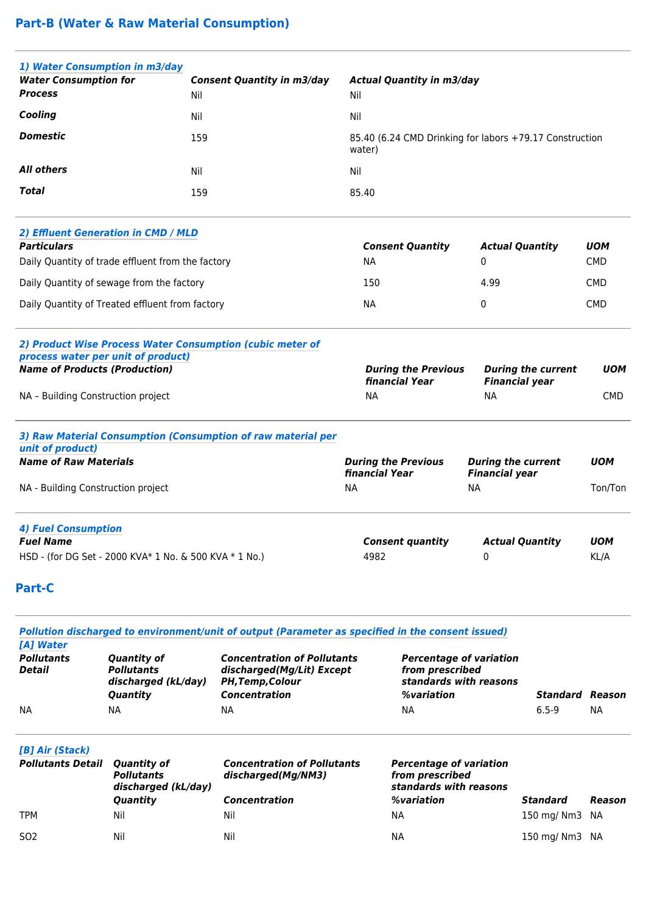## Part-B (Water & Raw Material Consumption)

### 1) Water Consumption in m3/day

| Water Consumption for | Consent Quantity in m3/day | Actual Quantity in m3/day |
|---|---|---|
| Process | Nil | Nil |
| Cooling | Nil | Nil |
| Domestic | 159 | 85.40 (6.24 CMD Drinking for labors +79.17 Construction water) |
| All others | Nil | Nil |
| Total | 159 | 85.40 |

### 2) Effluent Generation in CMD / MLD

| Particulars | Consent Quantity | Actual Quantity | UOM |
|---|---|---|---|
| Daily Quantity of trade effluent from the factory | NA | 0 | CMD |
| Daily Quantity of sewage from the factory | 150 | 4.99 | CMD |
| Daily Quantity of Treated effluent from factory | NA | 0 | CMD |

### 2) Product Wise Process Water Consumption (cubic meter of process water per unit of product)

| Name of Products (Production) | During the Previous financial Year | During the current Financial year | UOM |
|---|---|---|---|
| NA – Building Construction project | NA | NA | CMD |

### 3) Raw Material Consumption (Consumption of raw material per unit of product)

| Name of Raw Materials | During the Previous financial Year | During the current Financial year | UOM |
|---|---|---|---|
| NA - Building Construction project | NA | NA | Ton/Ton |

### 4) Fuel Consumption

| Fuel Name | Consent quantity | Actual Quantity | UOM |
|---|---|---|---|
| HSD - (for DG Set - 2000 KVA* 1 No. & 500 KVA * 1 No.) | 4982 | 0 | KL/A |

## Part-C

### Pollution discharged to environment/unit of output (Parameter as specified in the consent issued)

#### [A] Water

| Pollutants Detail | Quantity of Pollutants discharged(kL/day) | Concentration of Pollutants discharged(Mg/Lit) Except PH,Temp,Colour | Percentage of variation from prescribed standards with reasons | | |
|---|---|---|---|---|---|
| | Quantity | Concentration | %variation | Standard | Reason |
| NA | NA | NA | NA | 6.5-9 | NA |

#### [B] Air (Stack)

| Pollutants Detail | Quantity of Pollutants discharged (kL/day) | Concentration of Pollutants discharged(Mg/NM3) | Percentage of variation from prescribed standards with reasons | | |
|---|---|---|---|---|---|
| | Quantity | Concentration | %variation | Standard | Reason |
| TPM | Nil | Nil | NA | 150 mg/ Nm3 | NA |
| SO2 | Nil | Nil | NA | 150 mg/ Nm3 | NA |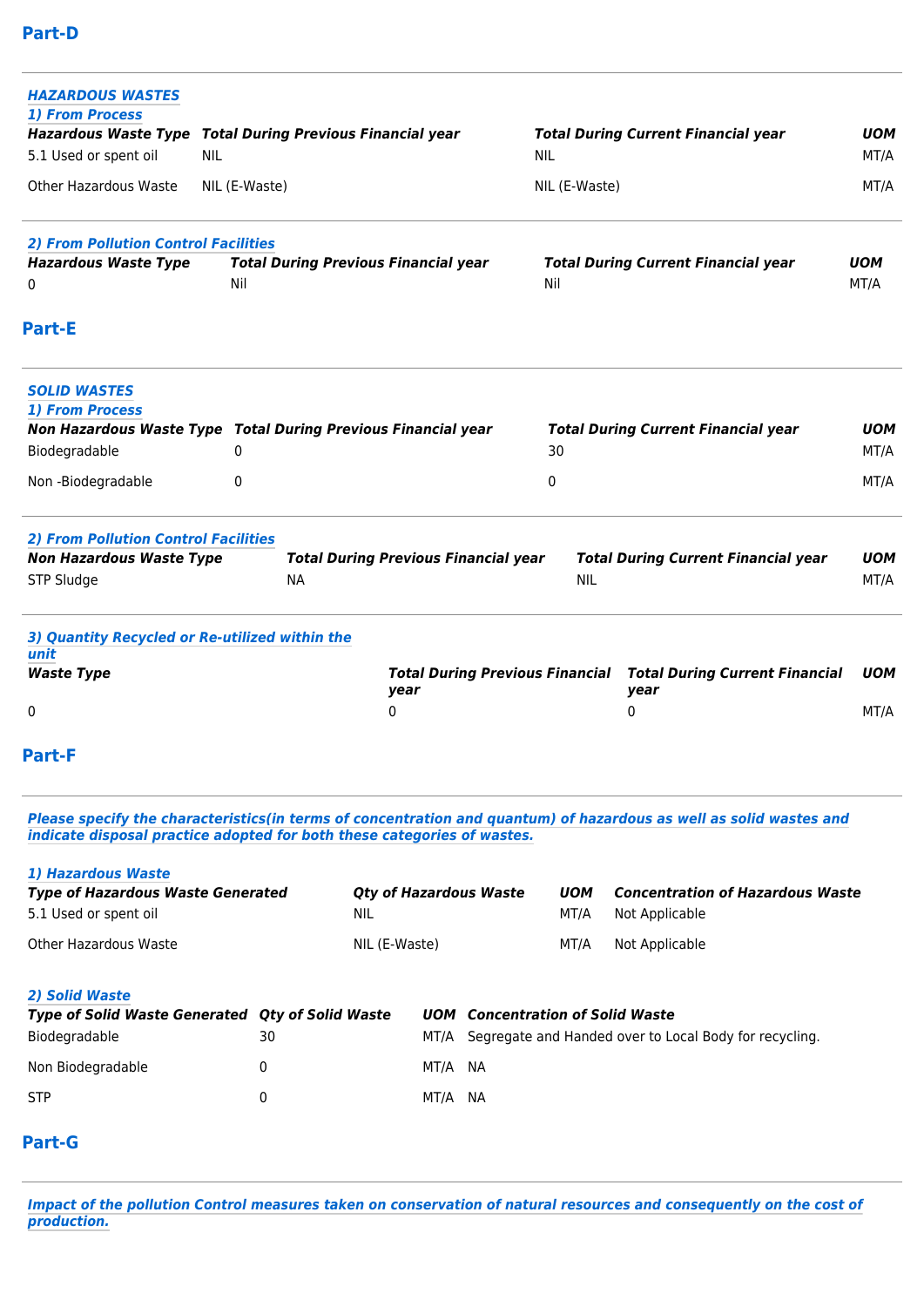## Part-D

### *HAZARDOUS WASTES*

#### *1) From Process*

| *Hazardous Waste Type* | *Total During Previous Financial year* | *Total During Current Financial year* | *UOM* |
|---|---|---|---|
| 5.1 Used or spent oil | NIL | NIL | MT/A |
| Other Hazardous Waste | NIL (E-Waste) | NIL (E-Waste) | MT/A |

#### *2) From Pollution Control Facilities*

| *Hazardous Waste Type* | *Total During Previous Financial year* | *Total During Current Financial year* | *UOM* |
|---|---|---|---|
| 0 | Nil | Nil | MT/A |

## Part-E

### *SOLID WASTES*

#### *1) From Process*

| *Non Hazardous Waste Type* | *Total During Previous Financial year* | *Total During Current Financial year* | *UOM* |
|---|---|---|---|
| Biodegradable | 0 | 30 | MT/A |
| Non -Biodegradable | 0 | 0 | MT/A |

#### *2) From Pollution Control Facilities*

| *Non Hazardous Waste Type* | *Total During Previous Financial year* | *Total During Current Financial year* | *UOM* |
|---|---|---|---|
| STP Sludge | NA | NIL | MT/A |

#### *3) Quantity Recycled or Re-utilized within the unit*

| *Waste Type* | *Total During Previous Financial year* | *Total During Current Financial year* | *UOM* |
|---|---|---|---|
| 0 | 0 | 0 | MT/A |

## Part-F

***Please specify the characteristics(in terms of concentration and quantum) of hazardous as well as solid wastes and indicate disposal practice adopted for both these categories of wastes.***

#### *1) Hazardous Waste*

| *Type of Hazardous Waste Generated* | *Qty of Hazardous Waste* | *UOM* | *Concentration of Hazardous Waste* |
|---|---|---|---|
| 5.1 Used or spent oil | NIL | MT/A | Not Applicable |
| Other Hazardous Waste | NIL (E-Waste) | MT/A | Not Applicable |

#### *2) Solid Waste*

| *Type of Solid Waste Generated* | *Qty of Solid Waste* | *UOM* | *Concentration of Solid Waste* |
|---|---|---|---|
| Biodegradable | 30 | MT/A | Segregate and Handed over to Local Body for recycling. |
| Non Biodegradable | 0 | MT/A | NA |
| STP | 0 | MT/A | NA |

## Part-G

***Impact of the pollution Control measures taken on conservation of natural resources and consequently on the cost of production.***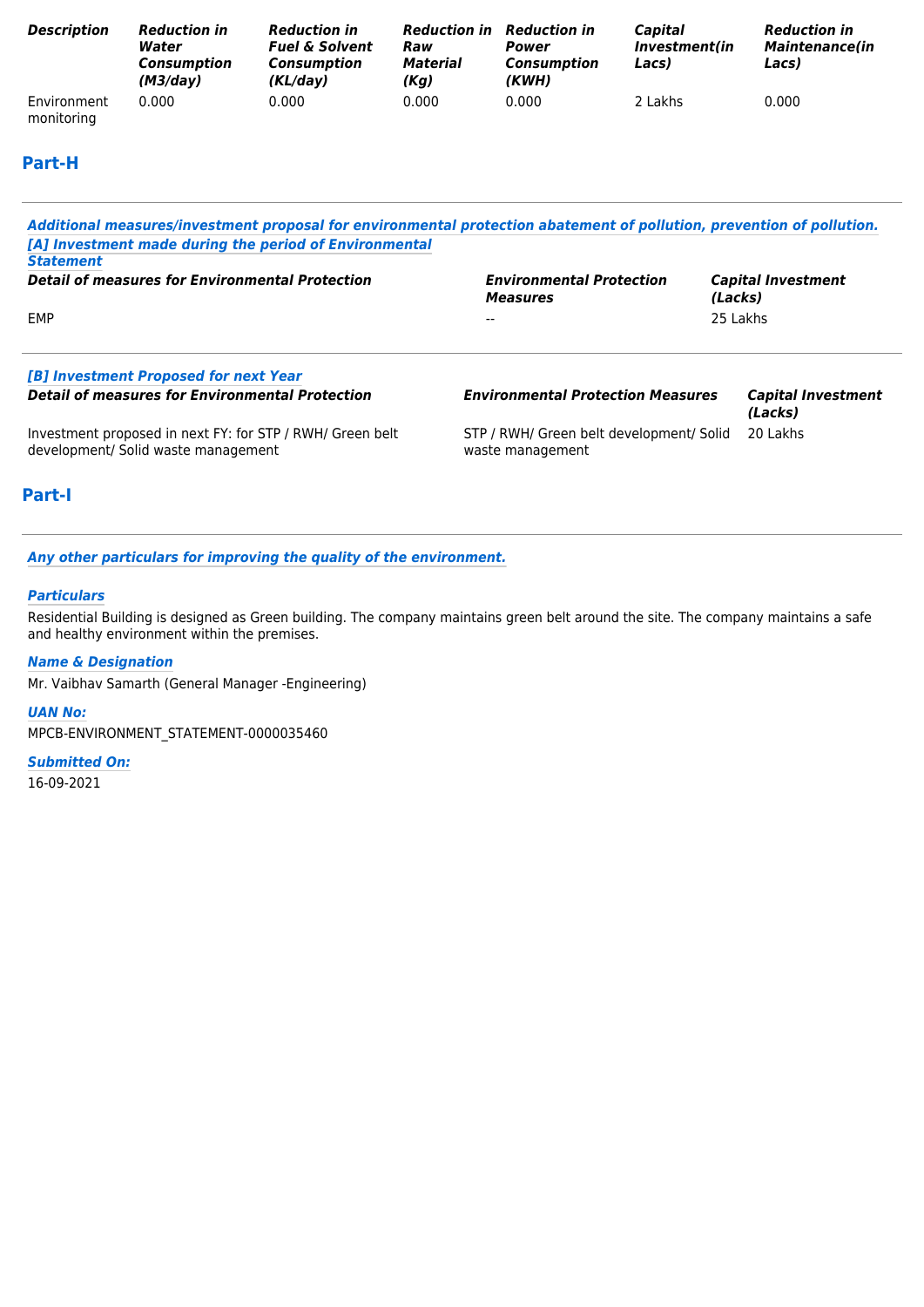| Description | Reduction in Water Consumption (M3/day) | Reduction in Fuel & Solvent Consumption (KL/day) | Reduction in Raw Material (Kg) | Reduction in Power Consumption (KWH) | Capital Investment(in Lacs) | Reduction in Maintenance(in Lacs) |
|---|---|---|---|---|---|---|
| Environment monitoring | 0.000 | 0.000 | 0.000 | 0.000 | 2 Lakhs | 0.000 |

## Part-H

***Additional measures/investment proposal for environmental protection abatement of pollution, prevention of pollution.***

***[A] Investment made during the period of Environmental Statement***

| Detail of measures for Environmental Protection | Environmental Protection Measures | Capital Investment (Lacks) |
|---|---|---|
| EMP | -- | 25 Lakhs |

***[B] Investment Proposed for next Year***

| Detail of measures for Environmental Protection | Environmental Protection Measures | Capital Investment (Lacks) |
|---|---|---|
| Investment proposed in next FY: for STP / RWH/ Green belt development/ Solid waste management | STP / RWH/ Green belt development/ Solid waste management | 20 Lakhs |

## Part-I

***Any other particulars for improving the quality of the environment.***

***Particulars***

Residential Building is designed as Green building. The company maintains green belt around the site. The company maintains a safe and healthy environment within the premises.

***Name & Designation***

Mr. Vaibhav Samarth (General Manager -Engineering)

***UAN No:***

MPCB-ENVIRONMENT_STATEMENT-0000035460

***Submitted On:***

16-09-2021